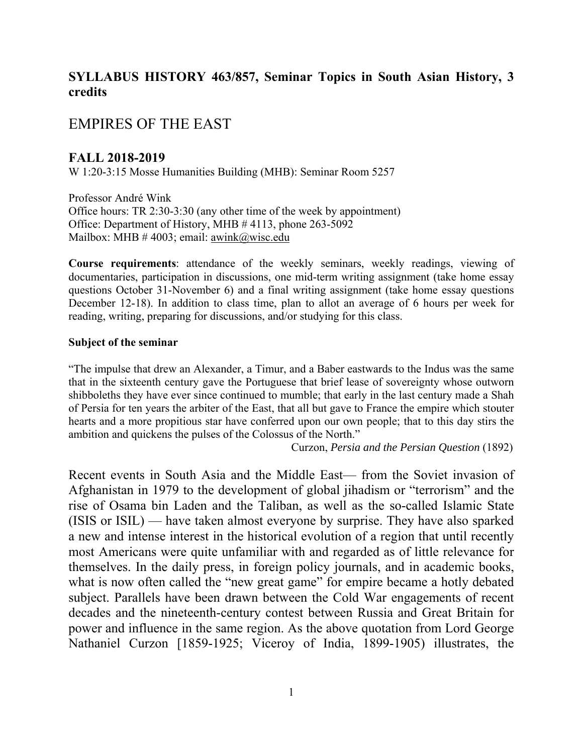**SYLLABUS HISTORY 463/857, Seminar Topics in South Asian History, 3 credits**

# EMPIRES OF THE EAST

## FALL 2018-2019

W 1:20-3:15 Mosse Humanities Building (MHB): Seminar Room 5257

Professor André Wink
Office hours: TR 2:30-3:30 (any other time of the week by appointment)
Office: Department of History, MHB # 4113, phone 263-5092
Mailbox: MHB # 4003; email: awink@wisc.edu

**Course requirements**: attendance of the weekly seminars, weekly readings, viewing of documentaries, participation in discussions, one mid-term writing assignment (take home essay questions October 31-November 6) and a final writing assignment (take home essay questions December 12-18). In addition to class time, plan to allot an average of 6 hours per week for reading, writing, preparing for discussions, and/or studying for this class.

**Subject of the seminar**

"The impulse that drew an Alexander, a Timur, and a Baber eastwards to the Indus was the same that in the sixteenth century gave the Portuguese that brief lease of sovereignty whose outworn shibboleths they have ever since continued to mumble; that early in the last century made a Shah of Persia for ten years the arbiter of the East, that all but gave to France the empire which stouter hearts and a more propitious star have conferred upon our own people; that to this day stirs the ambition and quickens the pulses of the Colossus of the North."

Curzon, *Persia and the Persian Question* (1892)

Recent events in South Asia and the Middle East— from the Soviet invasion of Afghanistan in 1979 to the development of global jihadism or "terrorism" and the rise of Osama bin Laden and the Taliban, as well as the so-called Islamic State (ISIS or ISIL) — have taken almost everyone by surprise. They have also sparked a new and intense interest in the historical evolution of a region that until recently most Americans were quite unfamiliar with and regarded as of little relevance for themselves. In the daily press, in foreign policy journals, and in academic books, what is now often called the "new great game" for empire became a hotly debated subject. Parallels have been drawn between the Cold War engagements of recent decades and the nineteenth-century contest between Russia and Great Britain for power and influence in the same region. As the above quotation from Lord George Nathaniel Curzon [1859-1925; Viceroy of India, 1899-1905) illustrates, the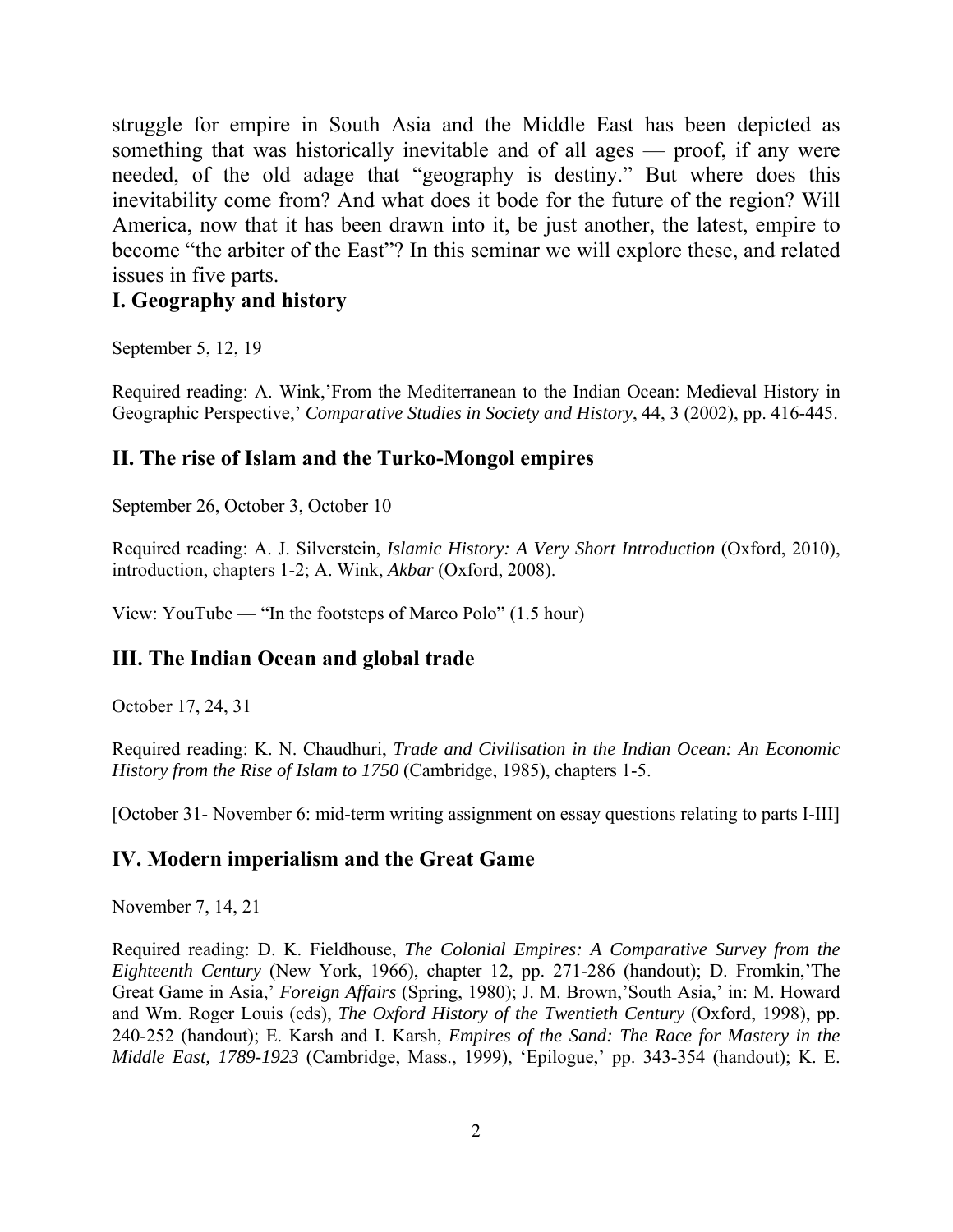struggle for empire in South Asia and the Middle East has been depicted as something that was historically inevitable and of all ages — proof, if any were needed, of the old adage that "geography is destiny." But where does this inevitability come from? And what does it bode for the future of the region? Will America, now that it has been drawn into it, be just another, the latest, empire to become "the arbiter of the East"? In this seminar we will explore these, and related issues in five parts.

## I. Geography and history

September 5, 12, 19

Required reading: A. Wink,'From the Mediterranean to the Indian Ocean: Medieval History in Geographic Perspective,' *Comparative Studies in Society and History*, 44, 3 (2002), pp. 416-445.

## II. The rise of Islam and the Turko-Mongol empires

September 26, October 3, October 10

Required reading: A. J. Silverstein, *Islamic History: A Very Short Introduction* (Oxford, 2010), introduction, chapters 1-2; A. Wink, *Akbar* (Oxford, 2008).

View: YouTube — "In the footsteps of Marco Polo" (1.5 hour)

## III. The Indian Ocean and global trade

October 17, 24, 31

Required reading: K. N. Chaudhuri, *Trade and Civilisation in the Indian Ocean: An Economic History from the Rise of Islam to 1750* (Cambridge, 1985), chapters 1-5.

[October 31- November 6: mid-term writing assignment on essay questions relating to parts I-III]

## IV. Modern imperialism and the Great Game

November 7, 14, 21

Required reading: D. K. Fieldhouse, *The Colonial Empires: A Comparative Survey from the Eighteenth Century* (New York, 1966), chapter 12, pp. 271-286 (handout); D. Fromkin,'The Great Game in Asia,' *Foreign Affairs* (Spring, 1980); J. M. Brown,'South Asia,' in: M. Howard and Wm. Roger Louis (eds), *The Oxford History of the Twentieth Century* (Oxford, 1998), pp. 240-252 (handout); E. Karsh and I. Karsh, *Empires of the Sand: The Race for Mastery in the Middle East, 1789-1923* (Cambridge, Mass., 1999), 'Epilogue,' pp. 343-354 (handout); K. E.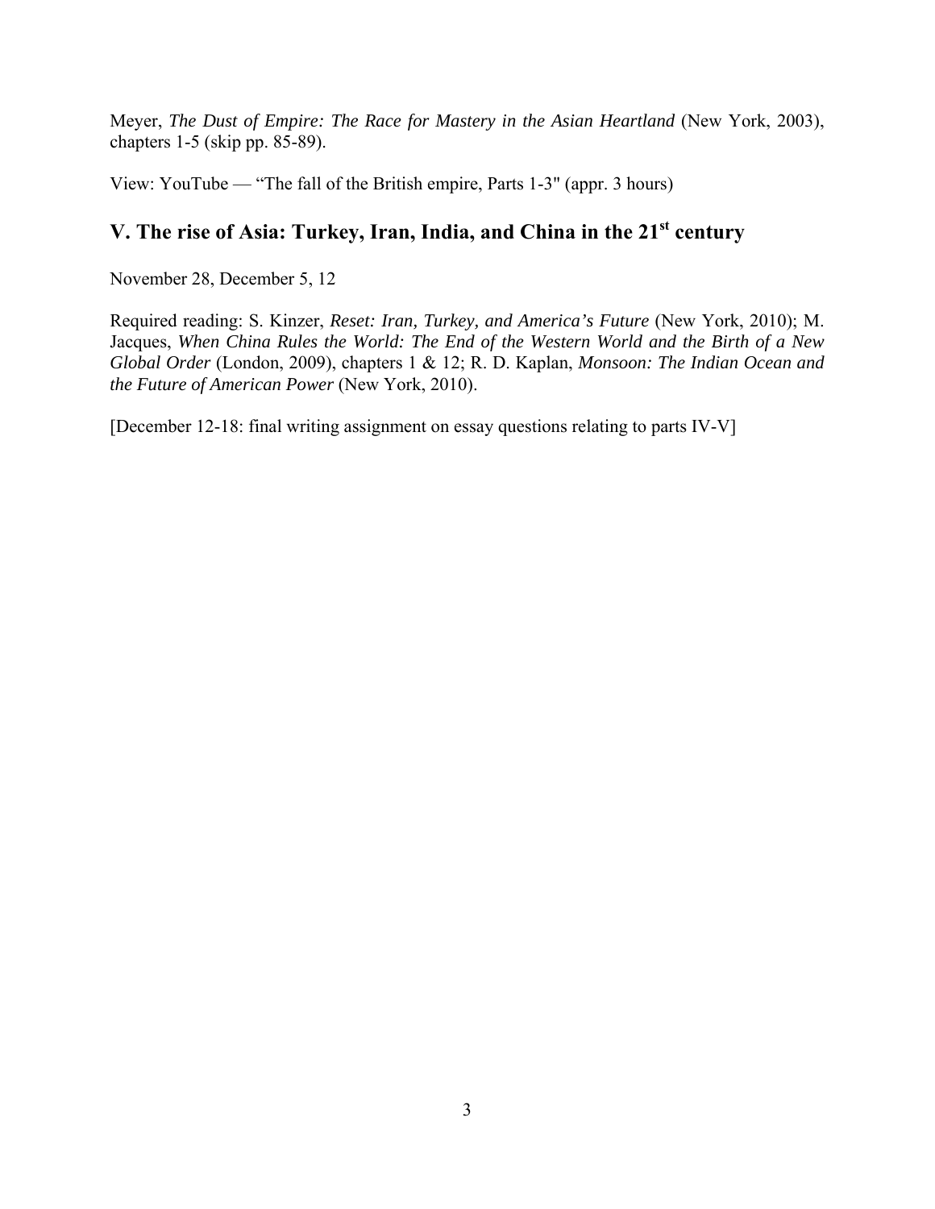Meyer, *The Dust of Empire: The Race for Mastery in the Asian Heartland* (New York, 2003), chapters 1-5 (skip pp. 85-89).

View: YouTube — "The fall of the British empire, Parts 1-3" (appr. 3 hours)

## V. The rise of Asia: Turkey, Iran, India, and China in the 21st century

November 28, December 5, 12

Required reading: S. Kinzer, *Reset: Iran, Turkey, and America's Future* (New York, 2010); M. Jacques, *When China Rules the World: The End of the Western World and the Birth of a New Global Order* (London, 2009), chapters 1 & 12; R. D. Kaplan, *Monsoon: The Indian Ocean and the Future of American Power* (New York, 2010).

[December 12-18: final writing assignment on essay questions relating to parts IV-V]